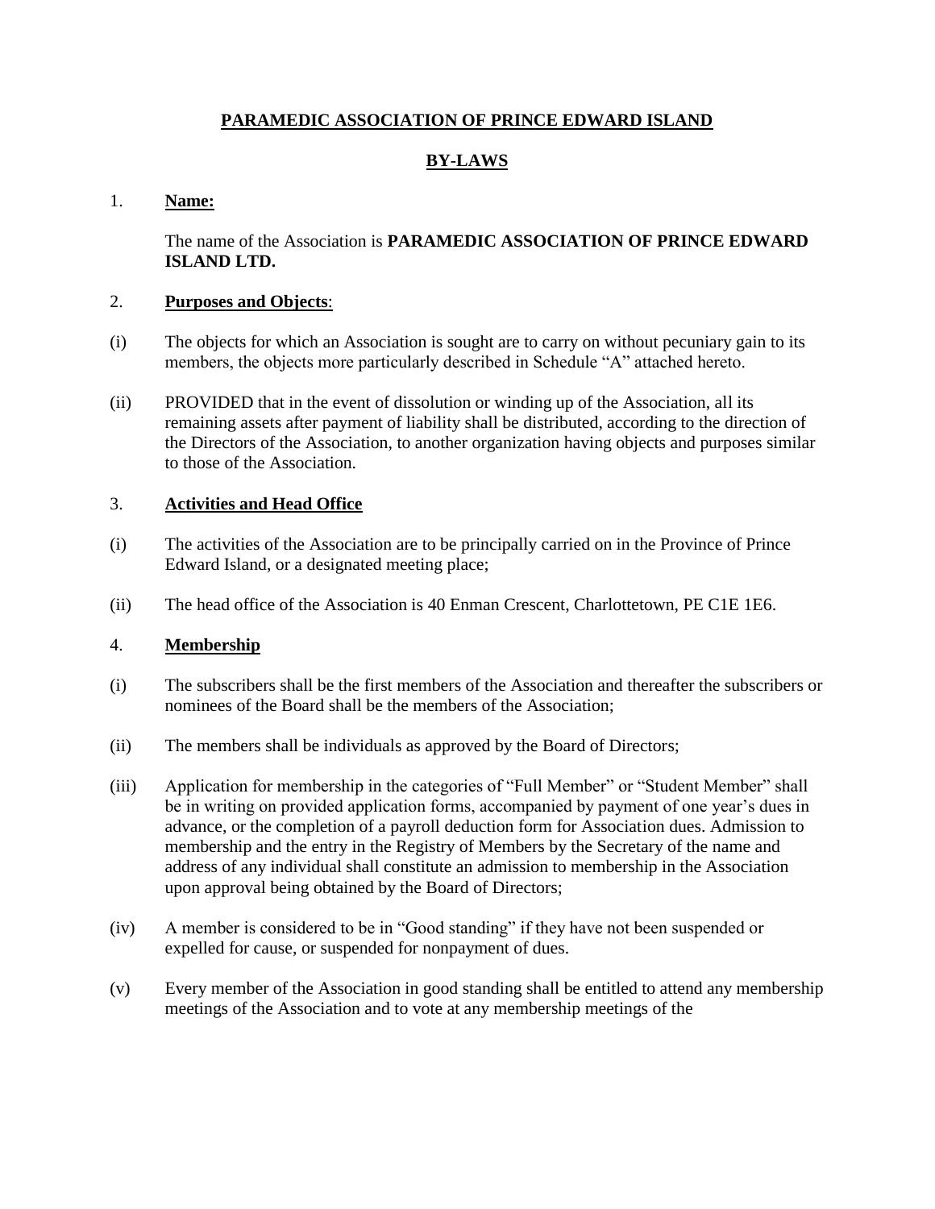# PARAMEDIC ASSOCIATION OF PRINCE EDWARD ISLAND

## BY-LAWS

1. **Name:**

   The name of the Association is **PARAMEDIC ASSOCIATION OF PRINCE EDWARD ISLAND LTD.**

2. **Purposes and Objects**:

(i) The objects for which an Association is sought are to carry on without pecuniary gain to its members, the objects more particularly described in Schedule "A" attached hereto.

(ii) PROVIDED that in the event of dissolution or winding up of the Association, all its remaining assets after payment of liability shall be distributed, according to the direction of the Directors of the Association, to another organization having objects and purposes similar to those of the Association.

3. **Activities and Head Office**

(i) The activities of the Association are to be principally carried on in the Province of Prince Edward Island, or a designated meeting place;

(ii) The head office of the Association is 40 Enman Crescent, Charlottetown, PE C1E 1E6.

4. **Membership**

(i) The subscribers shall be the first members of the Association and thereafter the subscribers or nominees of the Board shall be the members of the Association;

(ii) The members shall be individuals as approved by the Board of Directors;

(iii) Application for membership in the categories of "Full Member" or "Student Member" shall be in writing on provided application forms, accompanied by payment of one year's dues in advance, or the completion of a payroll deduction form for Association dues. Admission to membership and the entry in the Registry of Members by the Secretary of the name and address of any individual shall constitute an admission to membership in the Association upon approval being obtained by the Board of Directors;

(iv) A member is considered to be in "Good standing" if they have not been suspended or expelled for cause, or suspended for nonpayment of dues.

(v) Every member of the Association in good standing shall be entitled to attend any membership meetings of the Association and to vote at any membership meetings of the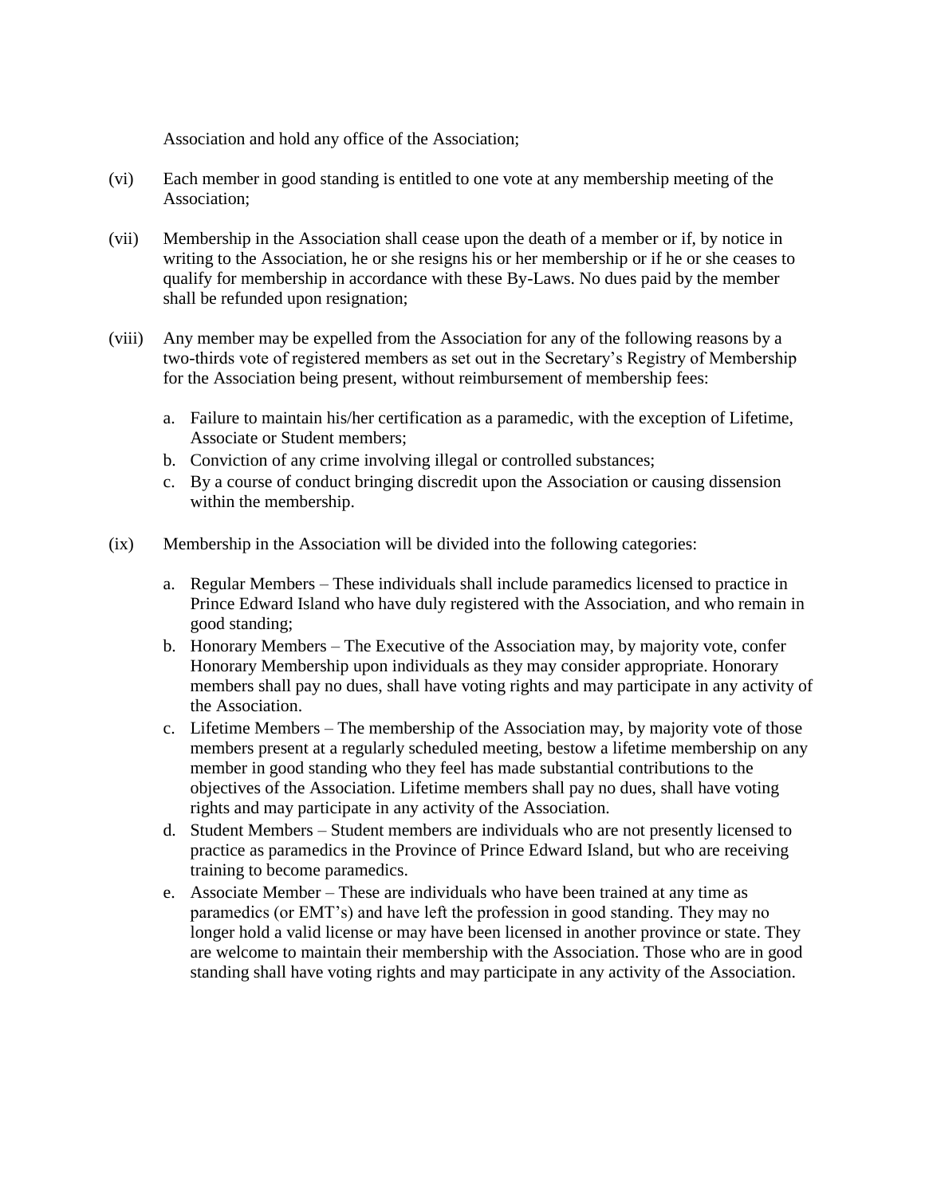Association and hold any office of the Association;

(vi) Each member in good standing is entitled to one vote at any membership meeting of the Association;

(vii) Membership in the Association shall cease upon the death of a member or if, by notice in writing to the Association, he or she resigns his or her membership or if he or she ceases to qualify for membership in accordance with these By-Laws. No dues paid by the member shall be refunded upon resignation;

(viii) Any member may be expelled from the Association for any of the following reasons by a two-thirds vote of registered members as set out in the Secretary's Registry of Membership for the Association being present, without reimbursement of membership fees:

   a. Failure to maintain his/her certification as a paramedic, with the exception of Lifetime, Associate or Student members;
   b. Conviction of any crime involving illegal or controlled substances;
   c. By a course of conduct bringing discredit upon the Association or causing dissension within the membership.

(ix) Membership in the Association will be divided into the following categories:

   a. Regular Members – These individuals shall include paramedics licensed to practice in Prince Edward Island who have duly registered with the Association, and who remain in good standing;
   b. Honorary Members – The Executive of the Association may, by majority vote, confer Honorary Membership upon individuals as they may consider appropriate. Honorary members shall pay no dues, shall have voting rights and may participate in any activity of the Association.
   c. Lifetime Members – The membership of the Association may, by majority vote of those members present at a regularly scheduled meeting, bestow a lifetime membership on any member in good standing who they feel has made substantial contributions to the objectives of the Association. Lifetime members shall pay no dues, shall have voting rights and may participate in any activity of the Association.
   d. Student Members – Student members are individuals who are not presently licensed to practice as paramedics in the Province of Prince Edward Island, but who are receiving training to become paramedics.
   e. Associate Member – These are individuals who have been trained at any time as paramedics (or EMT's) and have left the profession in good standing. They may no longer hold a valid license or may have been licensed in another province or state. They are welcome to maintain their membership with the Association. Those who are in good standing shall have voting rights and may participate in any activity of the Association.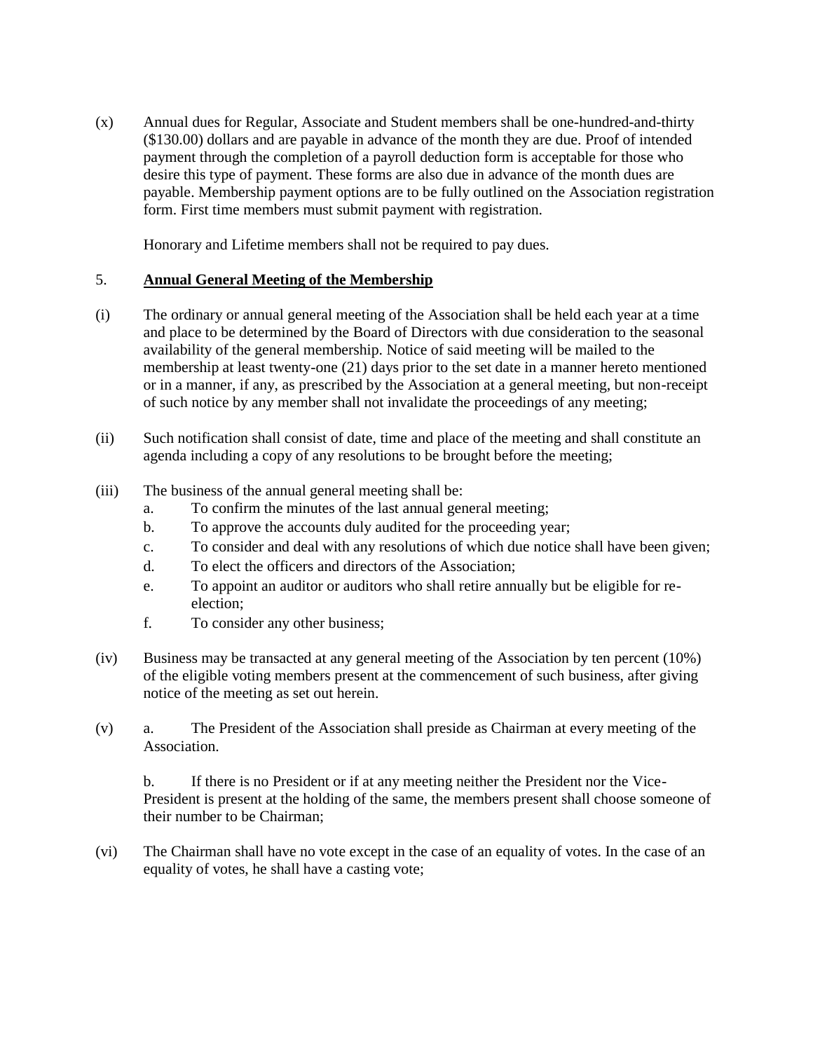(x) Annual dues for Regular, Associate and Student members shall be one-hundred-and-thirty ($130.00) dollars and are payable in advance of the month they are due. Proof of intended payment through the completion of a payroll deduction form is acceptable for those who desire this type of payment. These forms are also due in advance of the month dues are payable. Membership payment options are to be fully outlined on the Association registration form. First time members must submit payment with registration.

Honorary and Lifetime members shall not be required to pay dues.

## 5. **Annual General Meeting of the Membership**

(i) The ordinary or annual general meeting of the Association shall be held each year at a time and place to be determined by the Board of Directors with due consideration to the seasonal availability of the general membership. Notice of said meeting will be mailed to the membership at least twenty-one (21) days prior to the set date in a manner hereto mentioned or in a manner, if any, as prescribed by the Association at a general meeting, but non-receipt of such notice by any member shall not invalidate the proceedings of any meeting;

(ii) Such notification shall consist of date, time and place of the meeting and shall constitute an agenda including a copy of any resolutions to be brought before the meeting;

(iii) The business of the annual general meeting shall be:

- a. To confirm the minutes of the last annual general meeting;
- b. To approve the accounts duly audited for the proceeding year;
- c. To consider and deal with any resolutions of which due notice shall have been given;
- d. To elect the officers and directors of the Association;
- e. To appoint an auditor or auditors who shall retire annually but be eligible for re-election;
- f. To consider any other business;

(iv) Business may be transacted at any general meeting of the Association by ten percent (10%) of the eligible voting members present at the commencement of such business, after giving notice of the meeting as set out herein.

(v) a. The President of the Association shall preside as Chairman at every meeting of the Association.

b. If there is no President or if at any meeting neither the President nor the Vice-President is present at the holding of the same, the members present shall choose someone of their number to be Chairman;

(vi) The Chairman shall have no vote except in the case of an equality of votes. In the case of an equality of votes, he shall have a casting vote;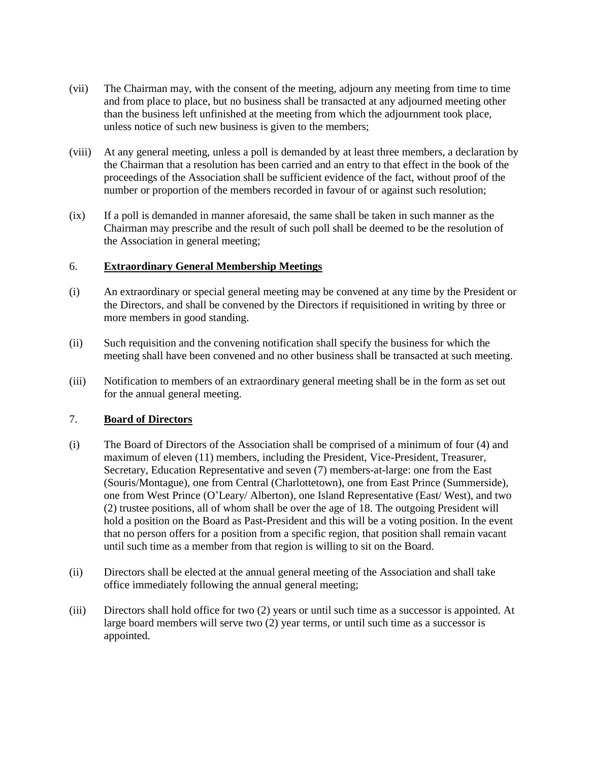(vii) The Chairman may, with the consent of the meeting, adjourn any meeting from time to time and from place to place, but no business shall be transacted at any adjourned meeting other than the business left unfinished at the meeting from which the adjournment took place, unless notice of such new business is given to the members;

(viii) At any general meeting, unless a poll is demanded by at least three members, a declaration by the Chairman that a resolution has been carried and an entry to that effect in the book of the proceedings of the Association shall be sufficient evidence of the fact, without proof of the number or proportion of the members recorded in favour of or against such resolution;

(ix) If a poll is demanded in manner aforesaid, the same shall be taken in such manner as the Chairman may prescribe and the result of such poll shall be deemed to be the resolution of the Association in general meeting;

## 6. **Extraordinary General Membership Meetings**

(i) An extraordinary or special general meeting may be convened at any time by the President or the Directors, and shall be convened by the Directors if requisitioned in writing by three or more members in good standing.

(ii) Such requisition and the convening notification shall specify the business for which the meeting shall have been convened and no other business shall be transacted at such meeting.

(iii) Notification to members of an extraordinary general meeting shall be in the form as set out for the annual general meeting.

## 7. **Board of Directors**

(i) The Board of Directors of the Association shall be comprised of a minimum of four (4) and maximum of eleven (11) members, including the President, Vice-President, Treasurer, Secretary, Education Representative and seven (7) members-at-large: one from the East (Souris/Montague), one from Central (Charlottetown), one from East Prince (Summerside), one from West Prince (O'Leary/ Alberton), one Island Representative (East/ West), and two (2) trustee positions, all of whom shall be over the age of 18. The outgoing President will hold a position on the Board as Past-President and this will be a voting position. In the event that no person offers for a position from a specific region, that position shall remain vacant until such time as a member from that region is willing to sit on the Board.

(ii) Directors shall be elected at the annual general meeting of the Association and shall take office immediately following the annual general meeting;

(iii) Directors shall hold office for two (2) years or until such time as a successor is appointed. At large board members will serve two (2) year terms, or until such time as a successor is appointed.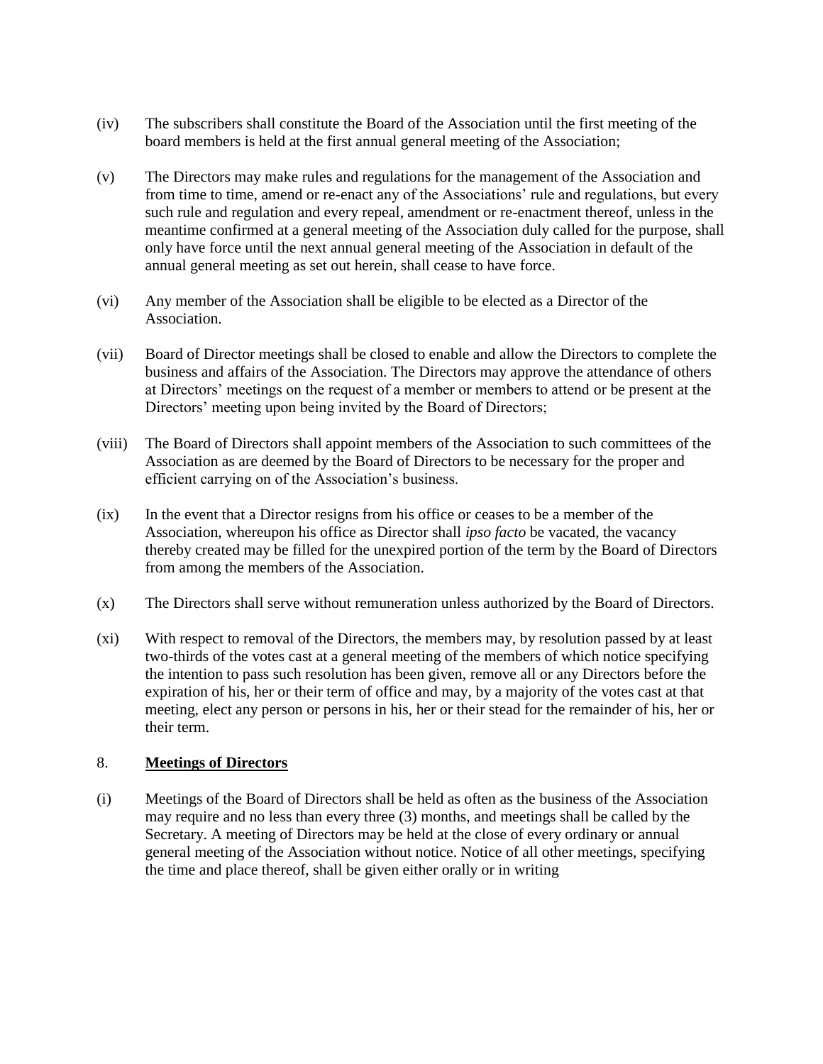(iv) The subscribers shall constitute the Board of the Association until the first meeting of the board members is held at the first annual general meeting of the Association;

(v) The Directors may make rules and regulations for the management of the Association and from time to time, amend or re-enact any of the Associations' rule and regulations, but every such rule and regulation and every repeal, amendment or re-enactment thereof, unless in the meantime confirmed at a general meeting of the Association duly called for the purpose, shall only have force until the next annual general meeting of the Association in default of the annual general meeting as set out herein, shall cease to have force.

(vi) Any member of the Association shall be eligible to be elected as a Director of the Association.

(vii) Board of Director meetings shall be closed to enable and allow the Directors to complete the business and affairs of the Association. The Directors may approve the attendance of others at Directors' meetings on the request of a member or members to attend or be present at the Directors' meeting upon being invited by the Board of Directors;

(viii) The Board of Directors shall appoint members of the Association to such committees of the Association as are deemed by the Board of Directors to be necessary for the proper and efficient carrying on of the Association's business.

(ix) In the event that a Director resigns from his office or ceases to be a member of the Association, whereupon his office as Director shall *ipso facto* be vacated, the vacancy thereby created may be filled for the unexpired portion of the term by the Board of Directors from among the members of the Association.

(x) The Directors shall serve without remuneration unless authorized by the Board of Directors.

(xi) With respect to removal of the Directors, the members may, by resolution passed by at least two-thirds of the votes cast at a general meeting of the members of which notice specifying the intention to pass such resolution has been given, remove all or any Directors before the expiration of his, her or their term of office and may, by a majority of the votes cast at that meeting, elect any person or persons in his, her or their stead for the remainder of his, her or their term.

## 8. **Meetings of Directors**

(i) Meetings of the Board of Directors shall be held as often as the business of the Association may require and no less than every three (3) months, and meetings shall be called by the Secretary. A meeting of Directors may be held at the close of every ordinary or annual general meeting of the Association without notice. Notice of all other meetings, specifying the time and place thereof, shall be given either orally or in writing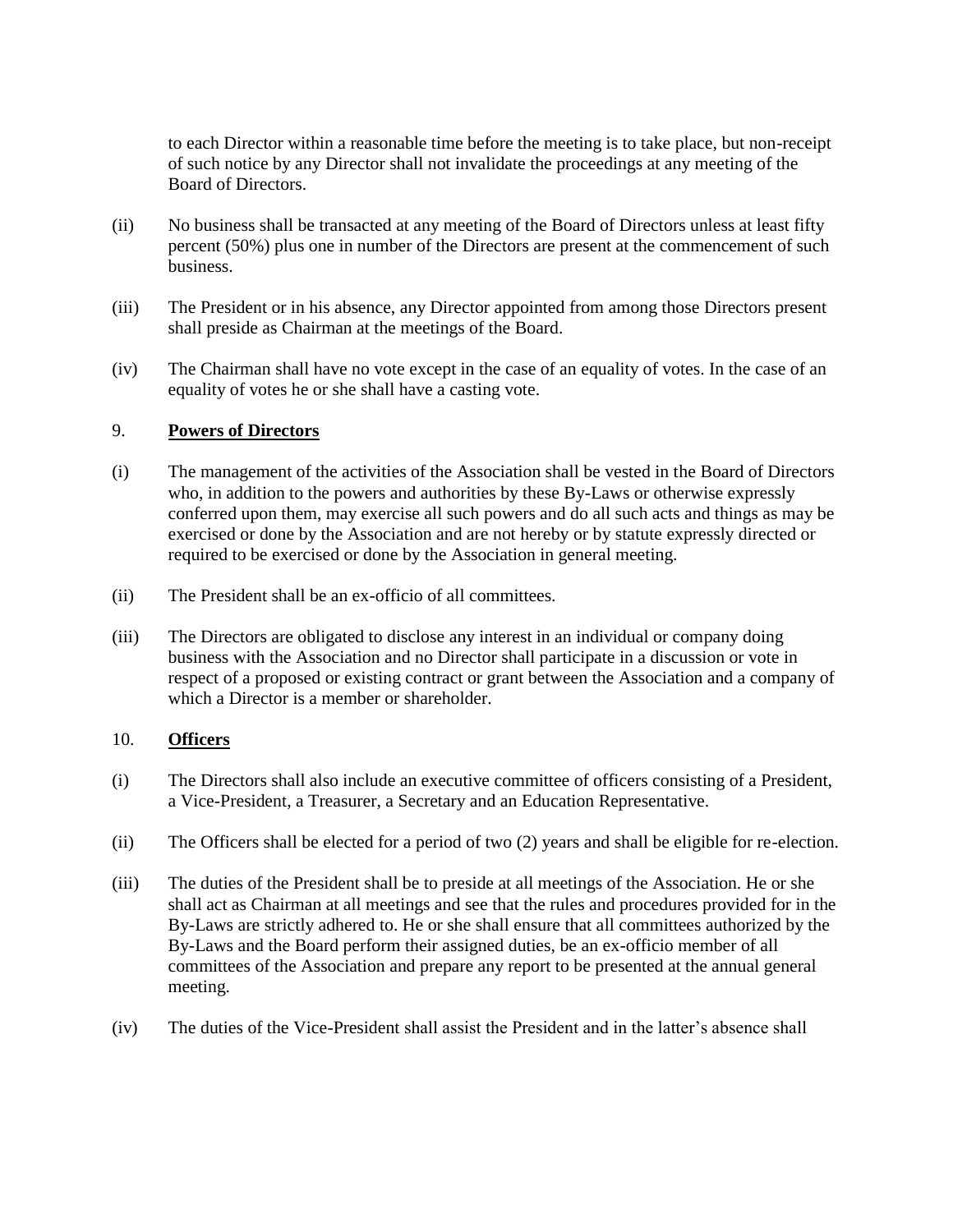to each Director within a reasonable time before the meeting is to take place, but non-receipt of such notice by any Director shall not invalidate the proceedings at any meeting of the Board of Directors.

(ii) No business shall be transacted at any meeting of the Board of Directors unless at least fifty percent (50%) plus one in number of the Directors are present at the commencement of such business.

(iii) The President or in his absence, any Director appointed from among those Directors present shall preside as Chairman at the meetings of the Board.

(iv) The Chairman shall have no vote except in the case of an equality of votes. In the case of an equality of votes he or she shall have a casting vote.

## 9. **Powers of Directors**

(i) The management of the activities of the Association shall be vested in the Board of Directors who, in addition to the powers and authorities by these By-Laws or otherwise expressly conferred upon them, may exercise all such powers and do all such acts and things as may be exercised or done by the Association and are not hereby or by statute expressly directed or required to be exercised or done by the Association in general meeting.

(ii) The President shall be an ex-officio of all committees.

(iii) The Directors are obligated to disclose any interest in an individual or company doing business with the Association and no Director shall participate in a discussion or vote in respect of a proposed or existing contract or grant between the Association and a company of which a Director is a member or shareholder.

## 10. **Officers**

(i) The Directors shall also include an executive committee of officers consisting of a President, a Vice-President, a Treasurer, a Secretary and an Education Representative.

(ii) The Officers shall be elected for a period of two (2) years and shall be eligible for re-election.

(iii) The duties of the President shall be to preside at all meetings of the Association. He or she shall act as Chairman at all meetings and see that the rules and procedures provided for in the By-Laws are strictly adhered to. He or she shall ensure that all committees authorized by the By-Laws and the Board perform their assigned duties, be an ex-officio member of all committees of the Association and prepare any report to be presented at the annual general meeting.

(iv) The duties of the Vice-President shall assist the President and in the latter's absence shall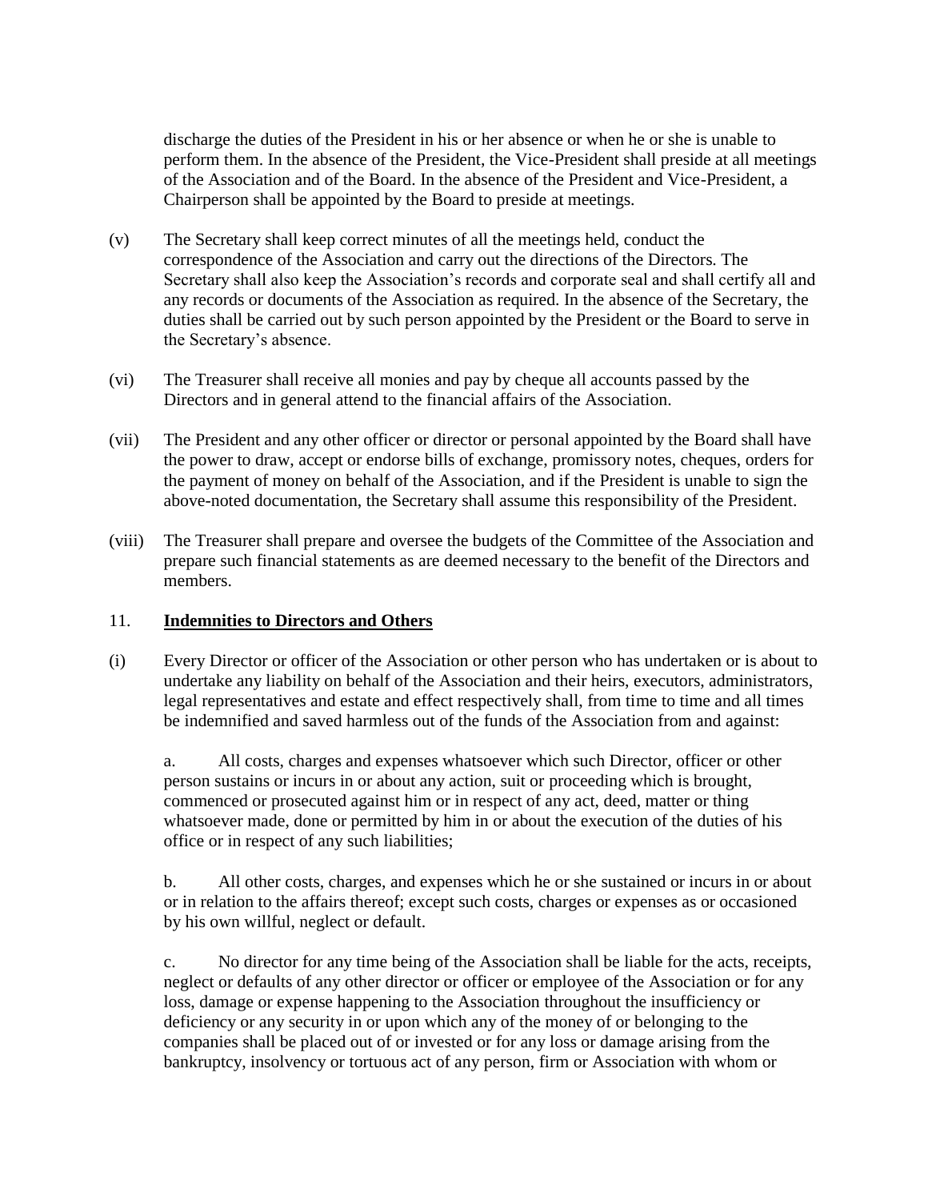discharge the duties of the President in his or her absence or when he or she is unable to perform them. In the absence of the President, the Vice-President shall preside at all meetings of the Association and of the Board. In the absence of the President and Vice-President, a Chairperson shall be appointed by the Board to preside at meetings.

(v) The Secretary shall keep correct minutes of all the meetings held, conduct the correspondence of the Association and carry out the directions of the Directors. The Secretary shall also keep the Association's records and corporate seal and shall certify all and any records or documents of the Association as required. In the absence of the Secretary, the duties shall be carried out by such person appointed by the President or the Board to serve in the Secretary's absence.

(vi) The Treasurer shall receive all monies and pay by cheque all accounts passed by the Directors and in general attend to the financial affairs of the Association.

(vii) The President and any other officer or director or personal appointed by the Board shall have the power to draw, accept or endorse bills of exchange, promissory notes, cheques, orders for the payment of money on behalf of the Association, and if the President is unable to sign the above-noted documentation, the Secretary shall assume this responsibility of the President.

(viii) The Treasurer shall prepare and oversee the budgets of the Committee of the Association and prepare such financial statements as are deemed necessary to the benefit of the Directors and members.

## 11. **Indemnities to Directors and Others**

(i) Every Director or officer of the Association or other person who has undertaken or is about to undertake any liability on behalf of the Association and their heirs, executors, administrators, legal representatives and estate and effect respectively shall, from time to time and all times be indemnified and saved harmless out of the funds of the Association from and against:

a. All costs, charges and expenses whatsoever which such Director, officer or other person sustains or incurs in or about any action, suit or proceeding which is brought, commenced or prosecuted against him or in respect of any act, deed, matter or thing whatsoever made, done or permitted by him in or about the execution of the duties of his office or in respect of any such liabilities;

b. All other costs, charges, and expenses which he or she sustained or incurs in or about or in relation to the affairs thereof; except such costs, charges or expenses as or occasioned by his own willful, neglect or default.

c. No director for any time being of the Association shall be liable for the acts, receipts, neglect or defaults of any other director or officer or employee of the Association or for any loss, damage or expense happening to the Association throughout the insufficiency or deficiency or any security in or upon which any of the money of or belonging to the companies shall be placed out of or invested or for any loss or damage arising from the bankruptcy, insolvency or tortuous act of any person, firm or Association with whom or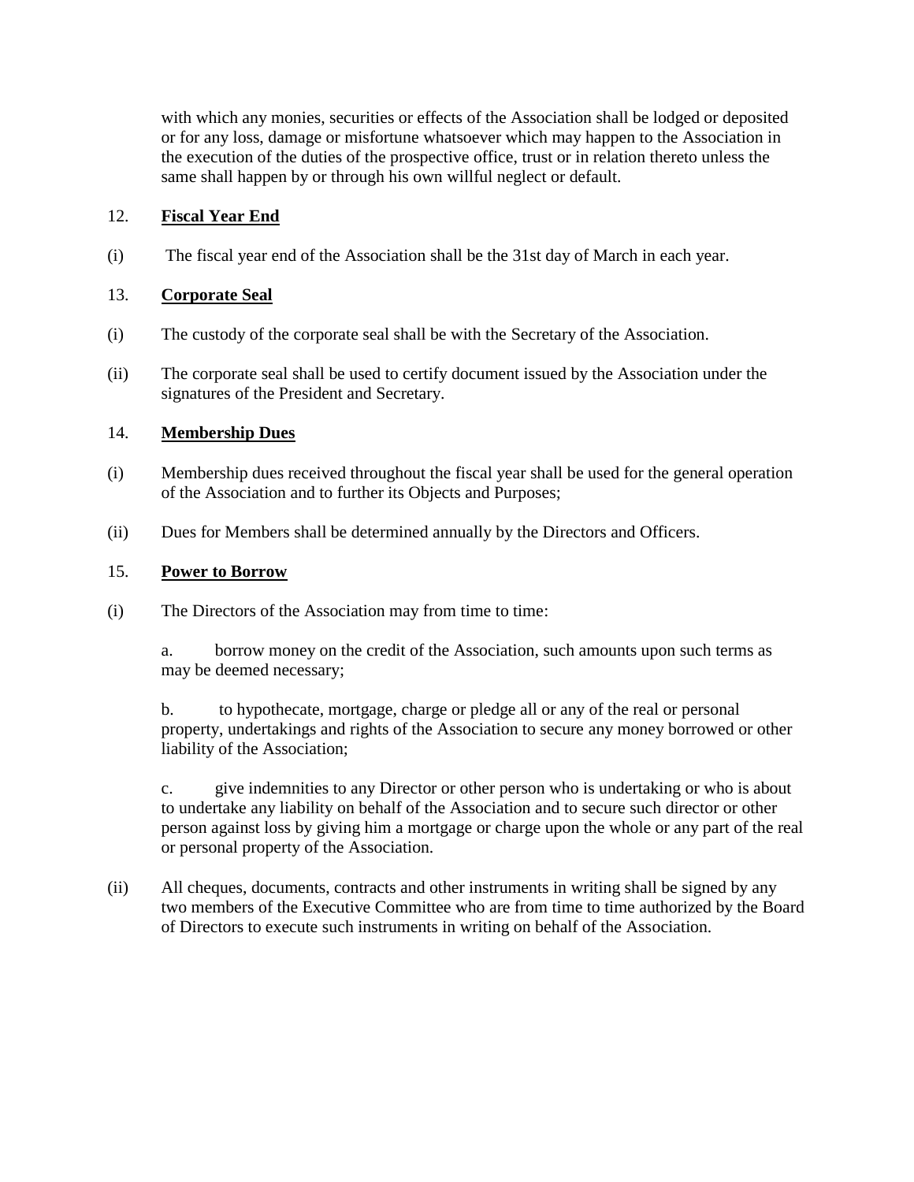with which any monies, securities or effects of the Association shall be lodged or deposited or for any loss, damage or misfortune whatsoever which may happen to the Association in the execution of the duties of the prospective office, trust or in relation thereto unless the same shall happen by or through his own willful neglect or default.

12. **<u>Fiscal Year End</u>**

(i) The fiscal year end of the Association shall be the 31st day of March in each year.

13. **<u>Corporate Seal</u>**

(i) The custody of the corporate seal shall be with the Secretary of the Association.

(ii) The corporate seal shall be used to certify document issued by the Association under the signatures of the President and Secretary.

14. **<u>Membership Dues</u>**

(i) Membership dues received throughout the fiscal year shall be used for the general operation of the Association and to further its Objects and Purposes;

(ii) Dues for Members shall be determined annually by the Directors and Officers.

15. **<u>Power to Borrow</u>**

(i) The Directors of the Association may from time to time:

a. borrow money on the credit of the Association, such amounts upon such terms as may be deemed necessary;

b. to hypothecate, mortgage, charge or pledge all or any of the real or personal property, undertakings and rights of the Association to secure any money borrowed or other liability of the Association;

c. give indemnities to any Director or other person who is undertaking or who is about to undertake any liability on behalf of the Association and to secure such director or other person against loss by giving him a mortgage or charge upon the whole or any part of the real or personal property of the Association.

(ii) All cheques, documents, contracts and other instruments in writing shall be signed by any two members of the Executive Committee who are from time to time authorized by the Board of Directors to execute such instruments in writing on behalf of the Association.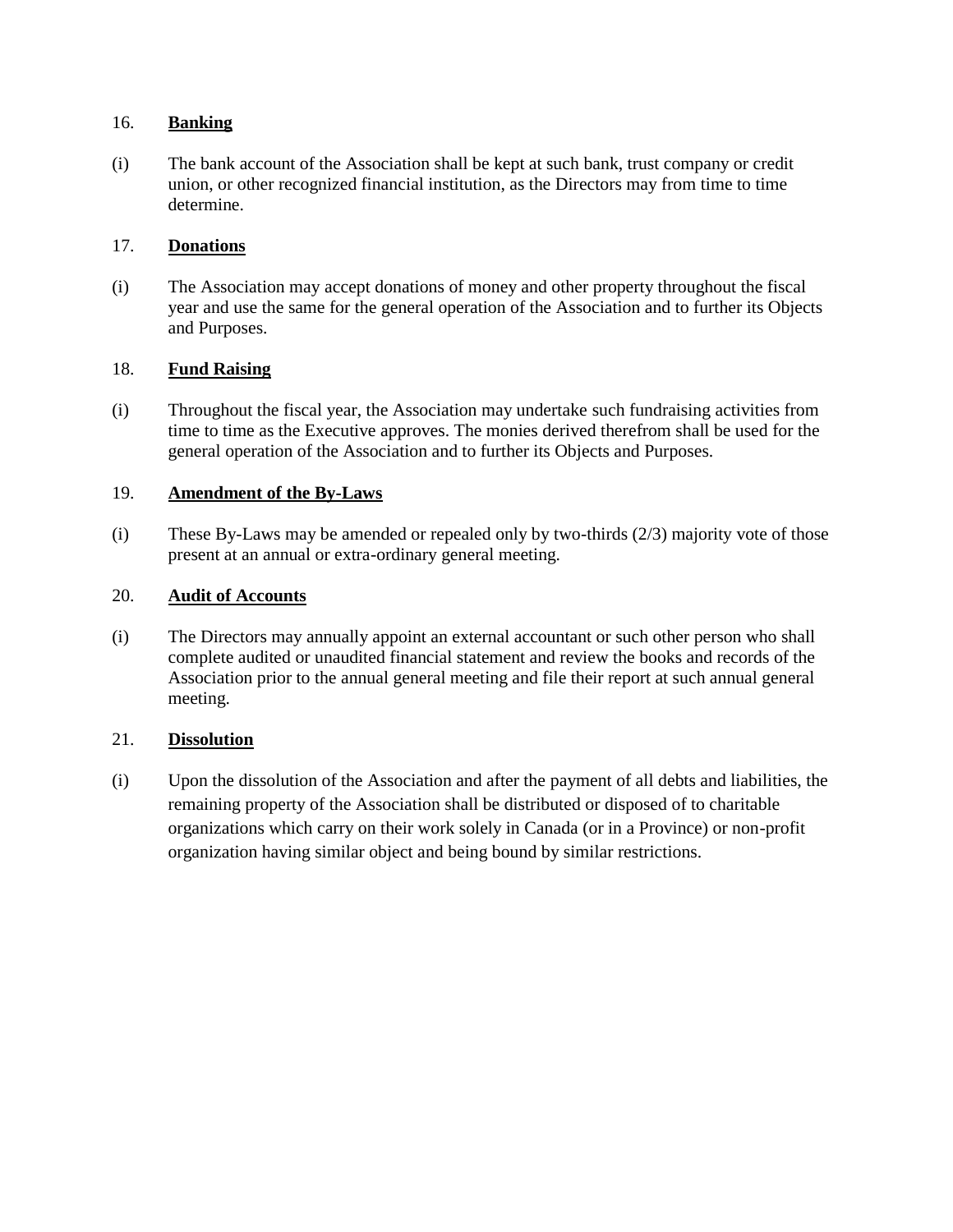16. **Banking**

(i) The bank account of the Association shall be kept at such bank, trust company or credit union, or other recognized financial institution, as the Directors may from time to time determine.

17. **Donations**

(i) The Association may accept donations of money and other property throughout the fiscal year and use the same for the general operation of the Association and to further its Objects and Purposes.

18. **Fund Raising**

(i) Throughout the fiscal year, the Association may undertake such fundraising activities from time to time as the Executive approves. The monies derived therefrom shall be used for the general operation of the Association and to further its Objects and Purposes.

19. **Amendment of the By-Laws**

(i) These By-Laws may be amended or repealed only by two-thirds (2/3) majority vote of those present at an annual or extra-ordinary general meeting.

20. **Audit of Accounts**

(i) The Directors may annually appoint an external accountant or such other person who shall complete audited or unaudited financial statement and review the books and records of the Association prior to the annual general meeting and file their report at such annual general meeting.

21. **Dissolution**

(i) Upon the dissolution of the Association and after the payment of all debts and liabilities, the remaining property of the Association shall be distributed or disposed of to charitable organizations which carry on their work solely in Canada (or in a Province) or non-profit organization having similar object and being bound by similar restrictions.